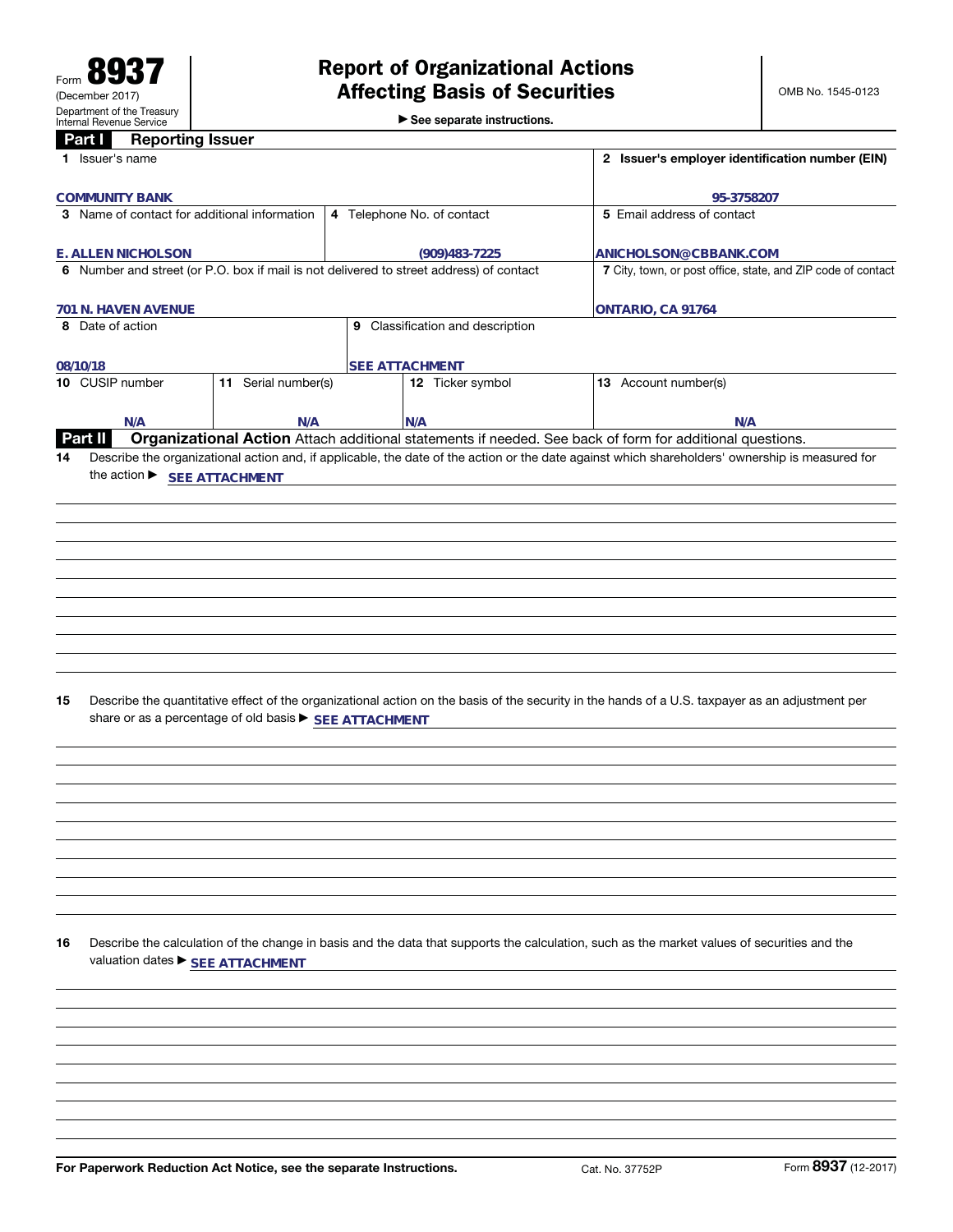Form **8937**
(December 2017)
Department of the Treasury
Internal Revenue Service

# Report of Organizational Actions Affecting Basis of Securities

▶ See separate instructions.

OMB No. 1545-0123

## Part I Reporting Issuer

| 1 Issuer's name | | | 2 Issuer's employer identification number (EIN) |
|---|---|---|---|
| COMMUNITY BANK | | | 95-3758207 |
| 3 Name of contact for additional information | 4 Telephone No. of contact | | 5 Email address of contact |
| E. ALLEN NICHOLSON | (909)483-7225 | | ANICHOLSON@CBBANK.COM |
| 6 Number and street (or P.O. box if mail is not delivered to street address) of contact | | | 7 City, town, or post office, state, and ZIP code of contact |
| 701 N. HAVEN AVENUE | | | ONTARIO, CA 91764 |
| 8 Date of action | 9 Classification and description | | |
| 08/10/18 | SEE ATTACHMENT | | |
| 10 CUSIP number | 11 Serial number(s) | 12 Ticker symbol | 13 Account number(s) |
| N/A | N/A | N/A | N/A |

## Part II Organizational Action

Attach additional statements if needed. See back of form for additional questions.

**14** Describe the organizational action and, if applicable, the date of the action or the date against which shareholders' ownership is measured for the action ▶ SEE ATTACHMENT

**15** Describe the quantitative effect of the organizational action on the basis of the security in the hands of a U.S. taxpayer as an adjustment per share or as a percentage of old basis ▶ SEE ATTACHMENT

**16** Describe the calculation of the change in basis and the data that supports the calculation, such as the market values of securities and the valuation dates ▶ SEE ATTACHMENT

**For Paperwork Reduction Act Notice, see the separate Instructions.** Cat. No. 37752P Form **8937** (12-2017)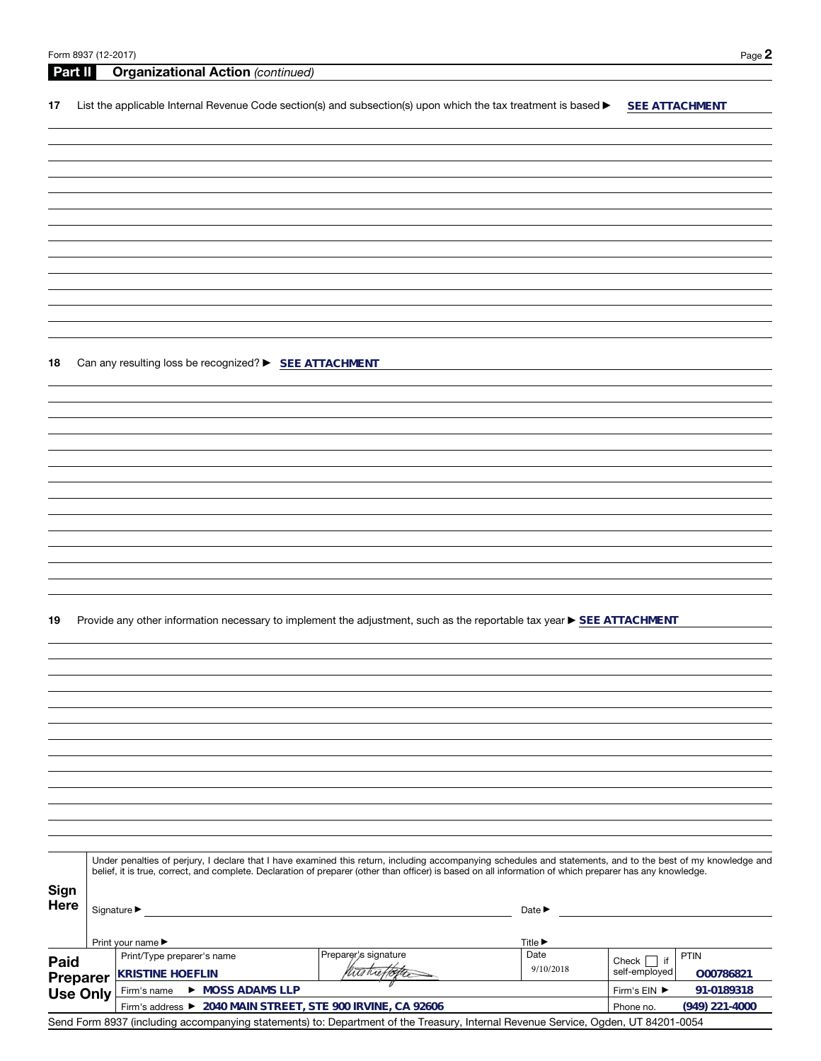Form 8937 (12-2017)

## Part II Organizational Action *(continued)*

**17** List the applicable Internal Revenue Code section(s) and subsection(s) upon which the tax treatment is based ▶ **SEE ATTACHMENT**

**18** Can any resulting loss be recognized? ▶ **SEE ATTACHMENT**

**19** Provide any other information necessary to implement the adjustment, such as the reportable tax year ▶ **SEE ATTACHMENT**

**Sign Here**

Under penalties of perjury, I declare that I have examined this return, including accompanying schedules and statements, and to the best of my knowledge and belief, it is true, correct, and complete. Declaration of preparer (other than officer) is based on all information of which preparer has any knowledge.

Signature ▶ ______ Date ▶ ______

Print your name ▶ ______ Title ▶ ______

**Paid Preparer Use Only**

| Print/Type preparer's name | Preparer's signature | Date | Check ☐ if self-employed | PTIN |
|---|---|---|---|---|
| KRISTINE HOEFLIN | *(signature)* | 9/10/2018 | | O00786821 |
| Firm's name ▶ MOSS ADAMS LLP | | | Firm's EIN ▶ | 91-0189318 |
| Firm's address ▶ 2040 MAIN STREET, STE 900 IRVINE, CA 92606 | | | Phone no. | (949) 221-4000 |

Send Form 8937 (including accompanying statements) to: Department of the Treasury, Internal Revenue Service, Ogden, UT 84201-0054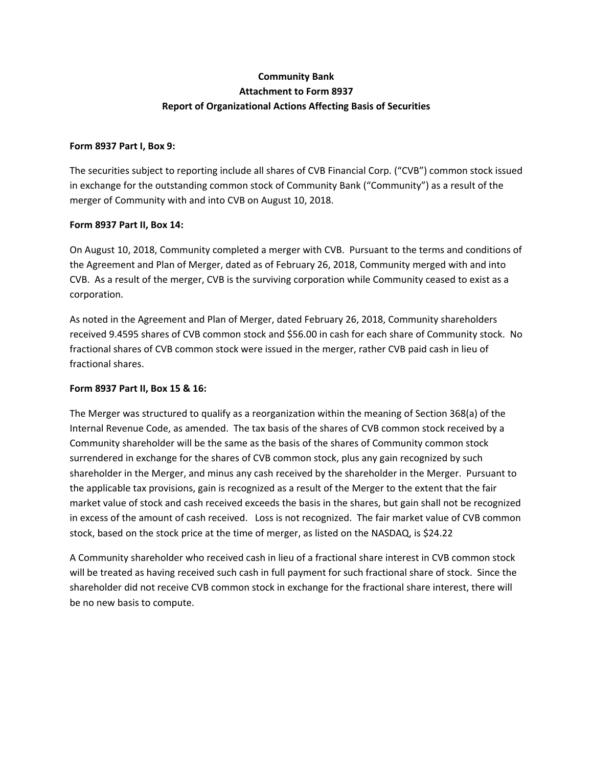**Community Bank**
**Attachment to Form 8937**
**Report of Organizational Actions Affecting Basis of Securities**

**Form 8937 Part I, Box 9:**

The securities subject to reporting include all shares of CVB Financial Corp. ("CVB") common stock issued in exchange for the outstanding common stock of Community Bank ("Community") as a result of the merger of Community with and into CVB on August 10, 2018.

**Form 8937 Part II, Box 14:**

On August 10, 2018, Community completed a merger with CVB. Pursuant to the terms and conditions of the Agreement and Plan of Merger, dated as of February 26, 2018, Community merged with and into CVB. As a result of the merger, CVB is the surviving corporation while Community ceased to exist as a corporation.

As noted in the Agreement and Plan of Merger, dated February 26, 2018, Community shareholders received 9.4595 shares of CVB common stock and $56.00 in cash for each share of Community stock. No fractional shares of CVB common stock were issued in the merger, rather CVB paid cash in lieu of fractional shares.

**Form 8937 Part II, Box 15 & 16:**

The Merger was structured to qualify as a reorganization within the meaning of Section 368(a) of the Internal Revenue Code, as amended. The tax basis of the shares of CVB common stock received by a Community shareholder will be the same as the basis of the shares of Community common stock surrendered in exchange for the shares of CVB common stock, plus any gain recognized by such shareholder in the Merger, and minus any cash received by the shareholder in the Merger. Pursuant to the applicable tax provisions, gain is recognized as a result of the Merger to the extent that the fair market value of stock and cash received exceeds the basis in the shares, but gain shall not be recognized in excess of the amount of cash received. Loss is not recognized. The fair market value of CVB common stock, based on the stock price at the time of merger, as listed on the NASDAQ, is $24.22

A Community shareholder who received cash in lieu of a fractional share interest in CVB common stock will be treated as having received such cash in full payment for such fractional share of stock. Since the shareholder did not receive CVB common stock in exchange for the fractional share interest, there will be no new basis to compute.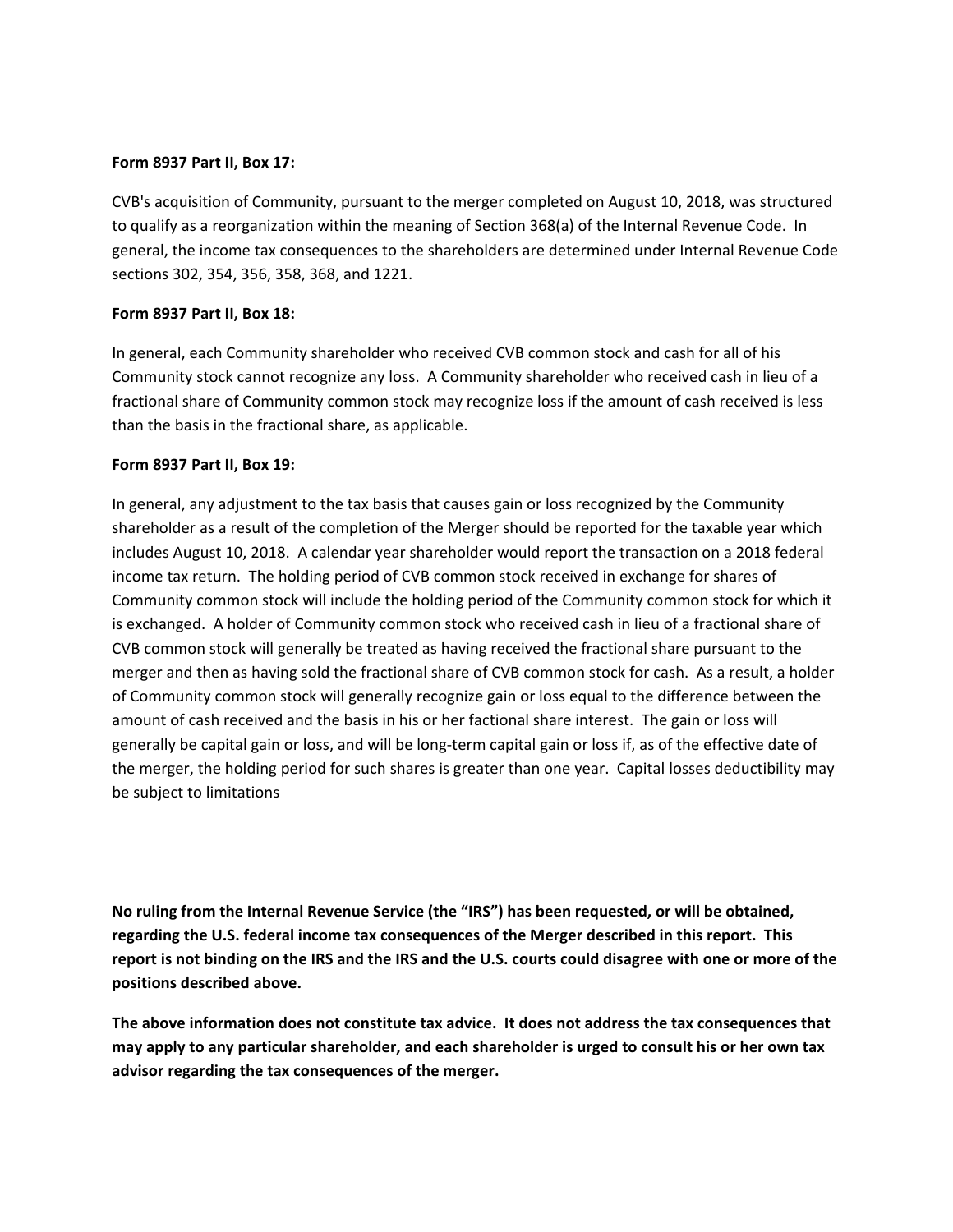**Form 8937 Part II, Box 17:**

CVB's acquisition of Community, pursuant to the merger completed on August 10, 2018, was structured to qualify as a reorganization within the meaning of Section 368(a) of the Internal Revenue Code. In general, the income tax consequences to the shareholders are determined under Internal Revenue Code sections 302, 354, 356, 358, 368, and 1221.

**Form 8937 Part II, Box 18:**

In general, each Community shareholder who received CVB common stock and cash for all of his Community stock cannot recognize any loss. A Community shareholder who received cash in lieu of a fractional share of Community common stock may recognize loss if the amount of cash received is less than the basis in the fractional share, as applicable.

**Form 8937 Part II, Box 19:**

In general, any adjustment to the tax basis that causes gain or loss recognized by the Community shareholder as a result of the completion of the Merger should be reported for the taxable year which includes August 10, 2018. A calendar year shareholder would report the transaction on a 2018 federal income tax return. The holding period of CVB common stock received in exchange for shares of Community common stock will include the holding period of the Community common stock for which it is exchanged. A holder of Community common stock who received cash in lieu of a fractional share of CVB common stock will generally be treated as having received the fractional share pursuant to the merger and then as having sold the fractional share of CVB common stock for cash. As a result, a holder of Community common stock will generally recognize gain or loss equal to the difference between the amount of cash received and the basis in his or her factional share interest. The gain or loss will generally be capital gain or loss, and will be long-term capital gain or loss if, as of the effective date of the merger, the holding period for such shares is greater than one year. Capital losses deductibility may be subject to limitations

**No ruling from the Internal Revenue Service (the "IRS") has been requested, or will be obtained, regarding the U.S. federal income tax consequences of the Merger described in this report. This report is not binding on the IRS and the IRS and the U.S. courts could disagree with one or more of the positions described above.**

**The above information does not constitute tax advice. It does not address the tax consequences that may apply to any particular shareholder, and each shareholder is urged to consult his or her own tax advisor regarding the tax consequences of the merger.**